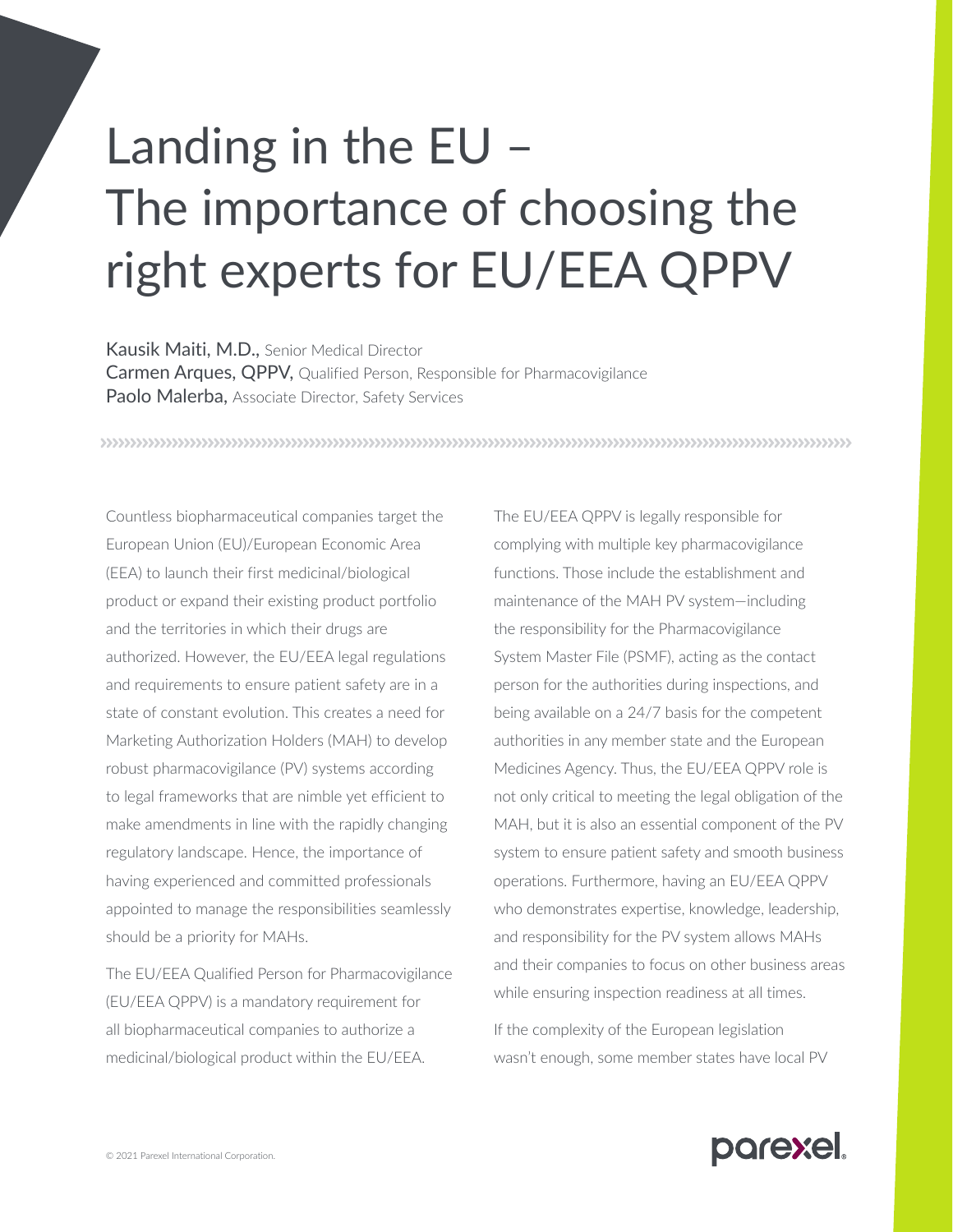# Landing in the EU – The importance of choosing the right experts for EU/EEA QPPV

**Kausik Maiti, M.D.,** Senior Medical Director
**Carmen Arques, QPPV,** Qualified Person, Responsible for Pharmacovigilance
**Paolo Malerba,** Associate Director, Safety Services

Countless biopharmaceutical companies target the European Union (EU)/European Economic Area (EEA) to launch their first medicinal/biological product or expand their existing product portfolio and the territories in which their drugs are authorized. However, the EU/EEA legal regulations and requirements to ensure patient safety are in a state of constant evolution. This creates a need for Marketing Authorization Holders (MAH) to develop robust pharmacovigilance (PV) systems according to legal frameworks that are nimble yet efficient to make amendments in line with the rapidly changing regulatory landscape. Hence, the importance of having experienced and committed professionals appointed to manage the responsibilities seamlessly should be a priority for MAHs.

The EU/EEA Qualified Person for Pharmacovigilance (EU/EEA QPPV) is a mandatory requirement for all biopharmaceutical companies to authorize a medicinal/biological product within the EU/EEA.

The EU/EEA QPPV is legally responsible for complying with multiple key pharmacovigilance functions. Those include the establishment and maintenance of the MAH PV system—including the responsibility for the Pharmacovigilance System Master File (PSMF), acting as the contact person for the authorities during inspections, and being available on a 24/7 basis for the competent authorities in any member state and the European Medicines Agency. Thus, the EU/EEA QPPV role is not only critical to meeting the legal obligation of the MAH, but it is also an essential component of the PV system to ensure patient safety and smooth business operations. Furthermore, having an EU/EEA QPPV who demonstrates expertise, knowledge, leadership, and responsibility for the PV system allows MAHs and their companies to focus on other business areas while ensuring inspection readiness at all times.

If the complexity of the European legislation wasn't enough, some member states have local PV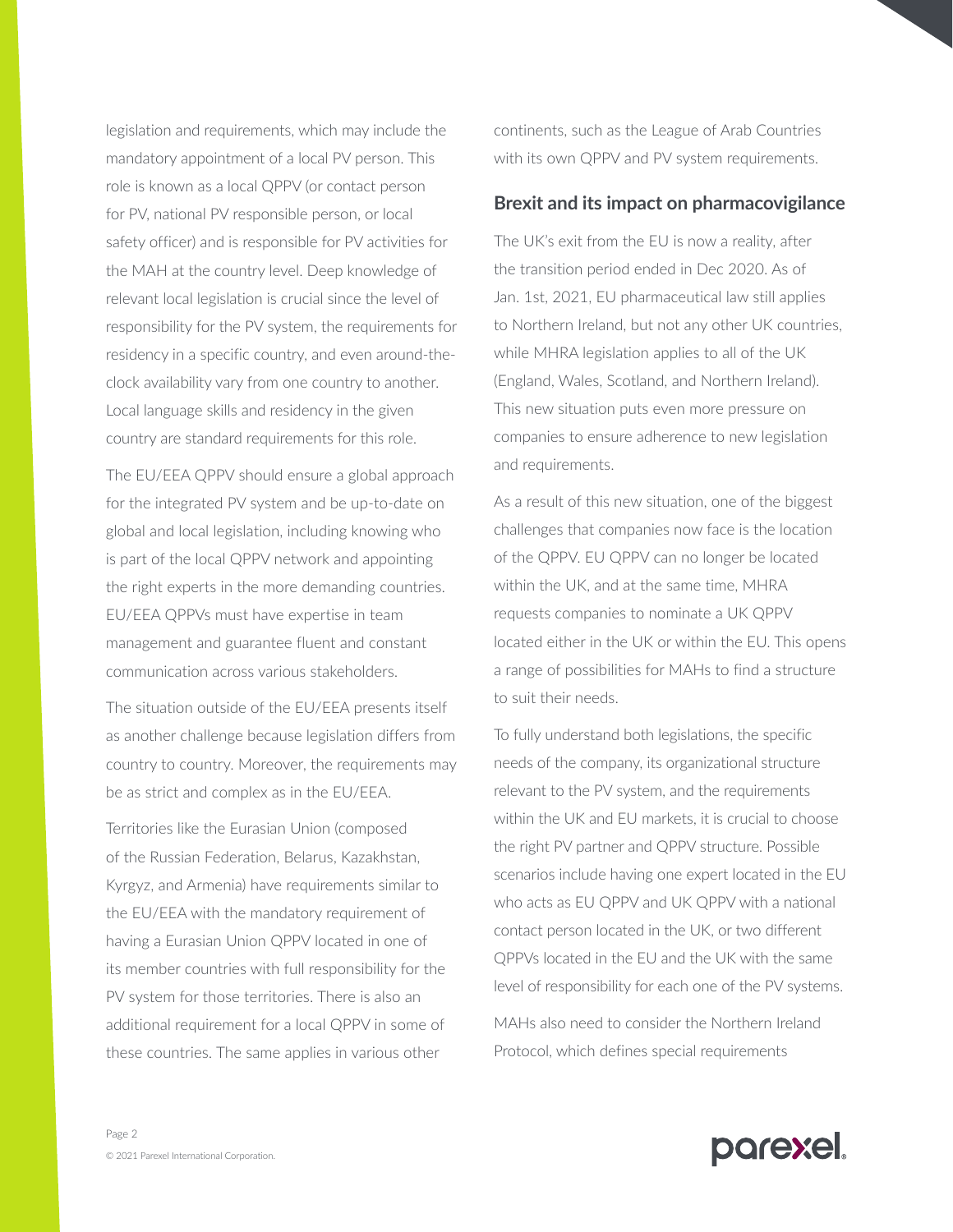legislation and requirements, which may include the mandatory appointment of a local PV person. This role is known as a local QPPV (or contact person for PV, national PV responsible person, or local safety officer) and is responsible for PV activities for the MAH at the country level. Deep knowledge of relevant local legislation is crucial since the level of responsibility for the PV system, the requirements for residency in a specific country, and even around-the-clock availability vary from one country to another. Local language skills and residency in the given country are standard requirements for this role.

The EU/EEA QPPV should ensure a global approach for the integrated PV system and be up-to-date on global and local legislation, including knowing who is part of the local QPPV network and appointing the right experts in the more demanding countries. EU/EEA QPPVs must have expertise in team management and guarantee fluent and constant communication across various stakeholders.

The situation outside of the EU/EEA presents itself as another challenge because legislation differs from country to country. Moreover, the requirements may be as strict and complex as in the EU/EEA.

Territories like the Eurasian Union (composed of the Russian Federation, Belarus, Kazakhstan, Kyrgyz, and Armenia) have requirements similar to the EU/EEA with the mandatory requirement of having a Eurasian Union QPPV located in one of its member countries with full responsibility for the PV system for those territories. There is also an additional requirement for a local QPPV in some of these countries. The same applies in various other continents, such as the League of Arab Countries with its own QPPV and PV system requirements.

## Brexit and its impact on pharmacovigilance

The UK's exit from the EU is now a reality, after the transition period ended in Dec 2020. As of Jan. 1st, 2021, EU pharmaceutical law still applies to Northern Ireland, but not any other UK countries, while MHRA legislation applies to all of the UK (England, Wales, Scotland, and Northern Ireland). This new situation puts even more pressure on companies to ensure adherence to new legislation and requirements.

As a result of this new situation, one of the biggest challenges that companies now face is the location of the QPPV. EU QPPV can no longer be located within the UK, and at the same time, MHRA requests companies to nominate a UK QPPV located either in the UK or within the EU. This opens a range of possibilities for MAHs to find a structure to suit their needs.

To fully understand both legislations, the specific needs of the company, its organizational structure relevant to the PV system, and the requirements within the UK and EU markets, it is crucial to choose the right PV partner and QPPV structure. Possible scenarios include having one expert located in the EU who acts as EU QPPV and UK QPPV with a national contact person located in the UK, or two different QPPVs located in the EU and the UK with the same level of responsibility for each one of the PV systems.

MAHs also need to consider the Northern Ireland Protocol, which defines special requirements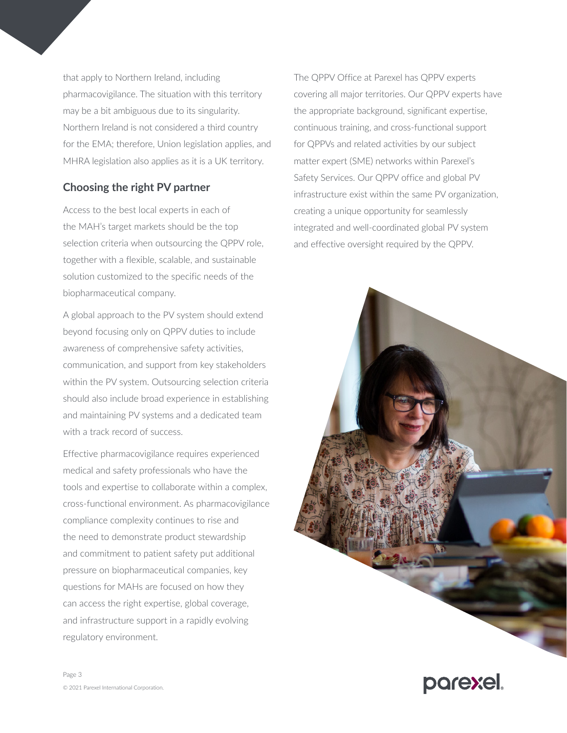that apply to Northern Ireland, including pharmacovigilance. The situation with this territory may be a bit ambiguous due to its singularity. Northern Ireland is not considered a third country for the EMA; therefore, Union legislation applies, and MHRA legislation also applies as it is a UK territory.

## Choosing the right PV partner

Access to the best local experts in each of the MAH's target markets should be the top selection criteria when outsourcing the QPPV role, together with a flexible, scalable, and sustainable solution customized to the specific needs of the biopharmaceutical company.

A global approach to the PV system should extend beyond focusing only on QPPV duties to include awareness of comprehensive safety activities, communication, and support from key stakeholders within the PV system. Outsourcing selection criteria should also include broad experience in establishing and maintaining PV systems and a dedicated team with a track record of success.

Effective pharmacovigilance requires experienced medical and safety professionals who have the tools and expertise to collaborate within a complex, cross-functional environment. As pharmacovigilance compliance complexity continues to rise and the need to demonstrate product stewardship and commitment to patient safety put additional pressure on biopharmaceutical companies, key questions for MAHs are focused on how they can access the right expertise, global coverage, and infrastructure support in a rapidly evolving regulatory environment.

The QPPV Office at Parexel has QPPV experts covering all major territories. Our QPPV experts have the appropriate background, significant expertise, continuous training, and cross-functional support for QPPVs and related activities by our subject matter expert (SME) networks within Parexel's Safety Services. Our QPPV office and global PV infrastructure exist within the same PV organization, creating a unique opportunity for seamlessly integrated and well-coordinated global PV system and effective oversight required by the QPPV.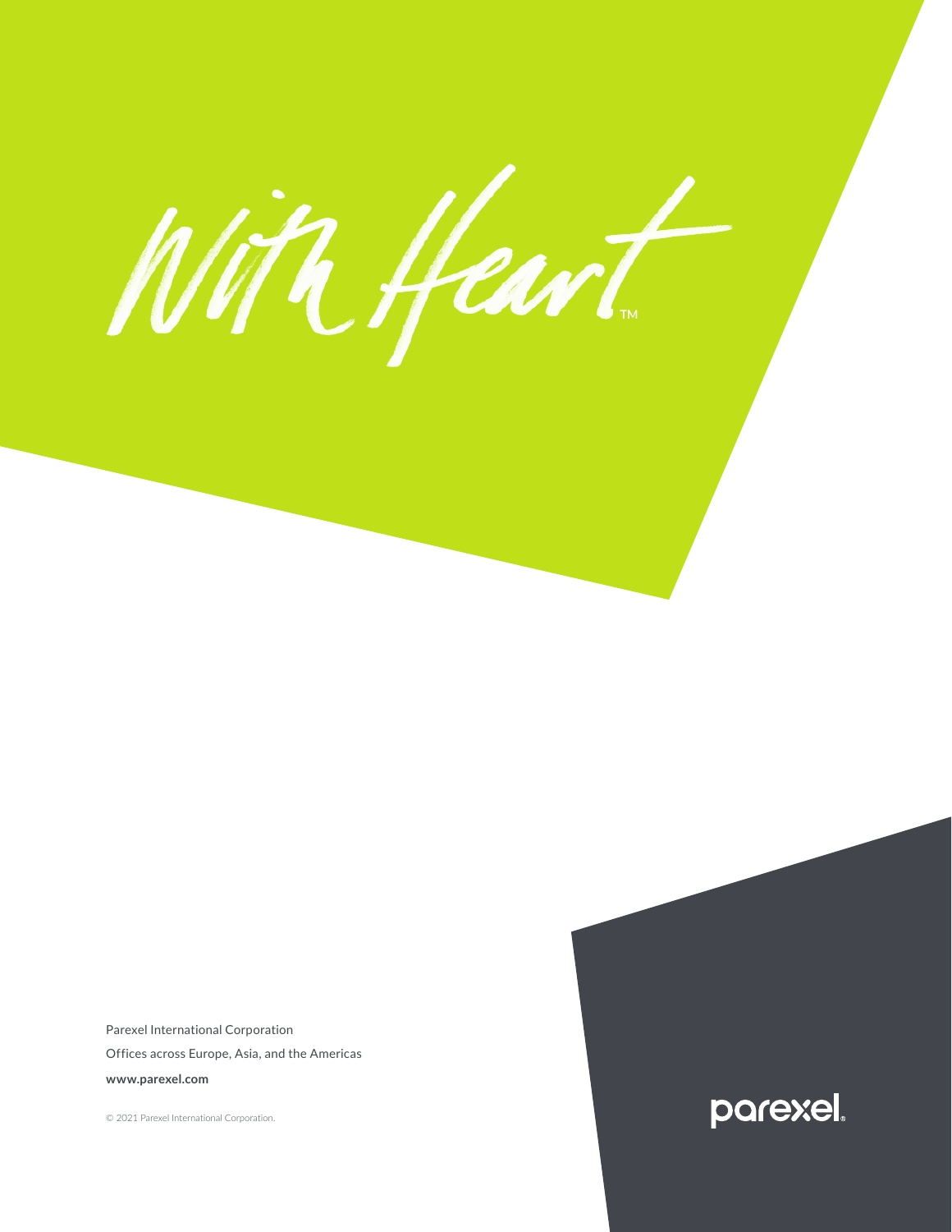With Heart™

Parexel International Corporation

Offices across Europe, Asia, and the Americas

**www.parexel.com**

© 2021 Parexel International Corporation.

parexel.